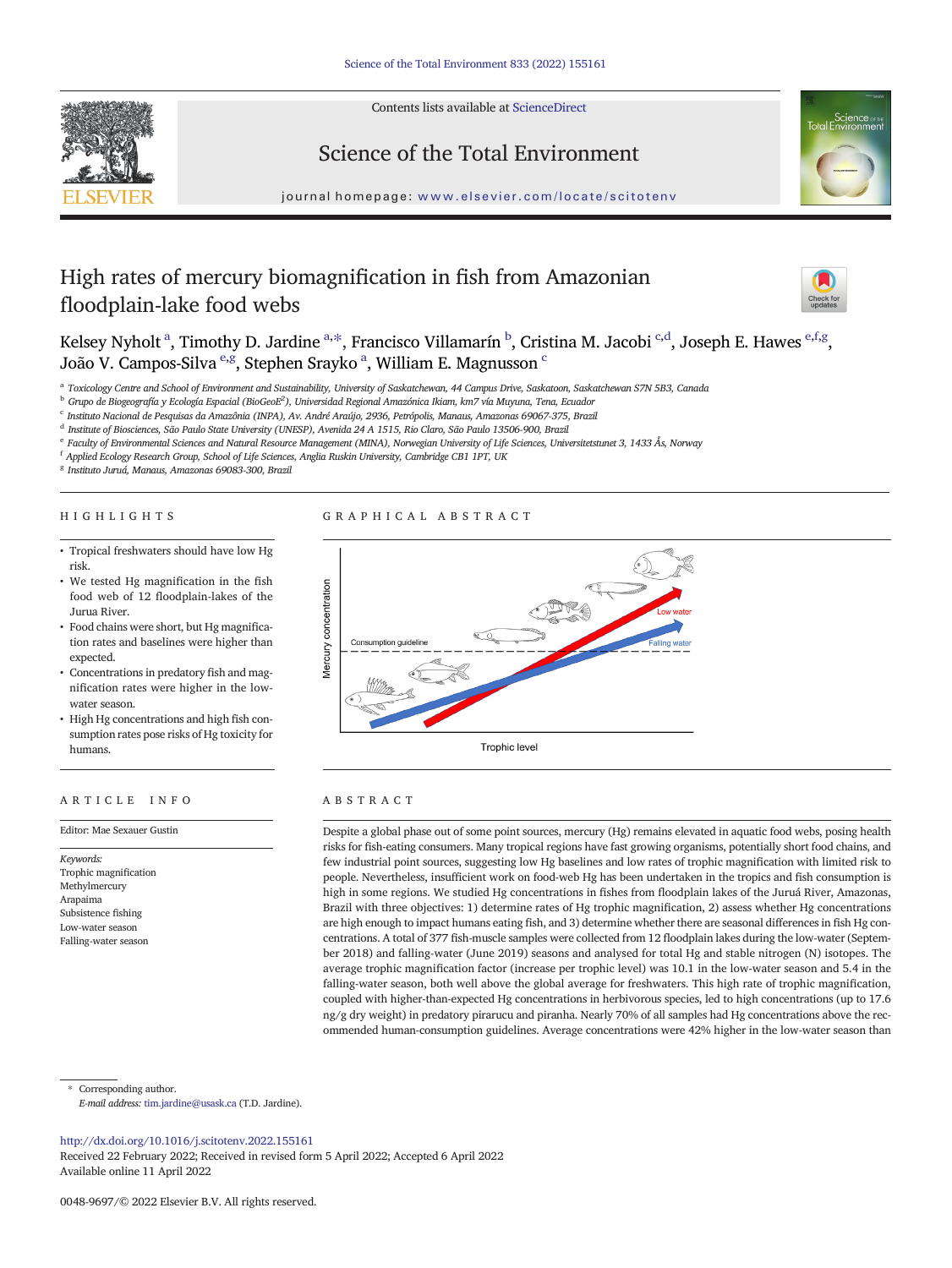# High rates of mercury biomagnification in fish from Amazonian floodplain-lake food webs

Kelsey Nyholt [a], Timothy D. Jardine [a,*], Francisco Villamarín [b], Cristina M. Jacobi [c,d], Joseph E. Hawes [e,f,g], João V. Campos-Silva [e,g], Stephen Srayko [a], William E. Magnusson [c]

[a] Toxicology Centre and School of Environment and Sustainability, University of Saskatchewan, 44 Campus Drive, Saskatoon, Saskatchewan S7N 5B3, Canada
[b] Grupo de Biogeografía y Ecología Espacial (BioGeoE$^2$), Universidad Regional Amazónica Ikiam, km7 vía Muyuna, Tena, Ecuador
[c] Instituto Nacional de Pesquisas da Amazônia (INPA), Av. André Araújo, 2936, Petrópolis, Manaus, Amazonas 69067-375, Brazil
[d] Institute of Biosciences, São Paulo State University (UNESP), Avenida 24 A 1515, Rio Claro, São Paulo 13506-900, Brazil
[e] Faculty of Environmental Sciences and Natural Resource Management (MINA), Norwegian University of Life Sciences, Universitetstunet 3, 1433 Ås, Norway
[f] Applied Ecology Research Group, School of Life Sciences, Anglia Ruskin University, Cambridge CB1 1PT, UK
[g] Instituto Juruá, Manaus, Amazonas 69083-300, Brazil

## HIGHLIGHTS

- Tropical freshwaters should have low Hg risk.
- We tested Hg magnification in the fish food web of 12 floodplain-lakes of the Jurua River.
- Food chains were short, but Hg magnification rates and baselines were higher than expected.
- Concentrations in predatory fish and magnification rates were higher in the low-water season.
- High Hg concentrations and high fish consumption rates pose risks of Hg toxicity for humans.

## GRAPHICAL ABSTRACT

## ARTICLE INFO

Editor: Mae Sexauer Gustin

*Keywords:*
Trophic magnification
Methylmercury
Arapaima
Subsistence fishing
Low-water season
Falling-water season

## ABSTRACT

Despite a global phase out of some point sources, mercury (Hg) remains elevated in aquatic food webs, posing health risks for fish-eating consumers. Many tropical regions have fast growing organisms, potentially short food chains, and few industrial point sources, suggesting low Hg baselines and low rates of trophic magnification with limited risk to people. Nevertheless, insufficient work on food-web Hg has been undertaken in the tropics and fish consumption is high in some regions. We studied Hg concentrations in fishes from floodplain lakes of the Juruá River, Amazonas, Brazil with three objectives: 1) determine rates of Hg trophic magnification, 2) assess whether Hg concentrations are high enough to impact humans eating fish, and 3) determine whether there are seasonal differences in fish Hg concentrations. A total of 377 fish-muscle samples were collected from 12 floodplain lakes during the low-water (September 2018) and falling-water (June 2019) seasons and analysed for total Hg and stable nitrogen (N) isotopes. The average trophic magnification factor (increase per trophic level) was 10.1 in the low-water season and 5.4 in the falling-water season, both well above the global average for freshwaters. This high rate of trophic magnification, coupled with higher-than-expected Hg concentrations in herbivorous species, led to high concentrations (up to 17.6 ng/g dry weight) in predatory pirarucu and piranha. Nearly 70% of all samples had Hg concentrations above the recommended human-consumption guidelines. Average concentrations were 42% higher in the low-water season than

\* Corresponding author.
*E-mail address:* tim.jardine@usask.ca (T.D. Jardine).

http://dx.doi.org/10.1016/j.scitotenv.2022.155161
Received 22 February 2022; Received in revised form 5 April 2022; Accepted 6 April 2022
Available online 11 April 2022

0048-9697/© 2022 Elsevier B.V. All rights reserved.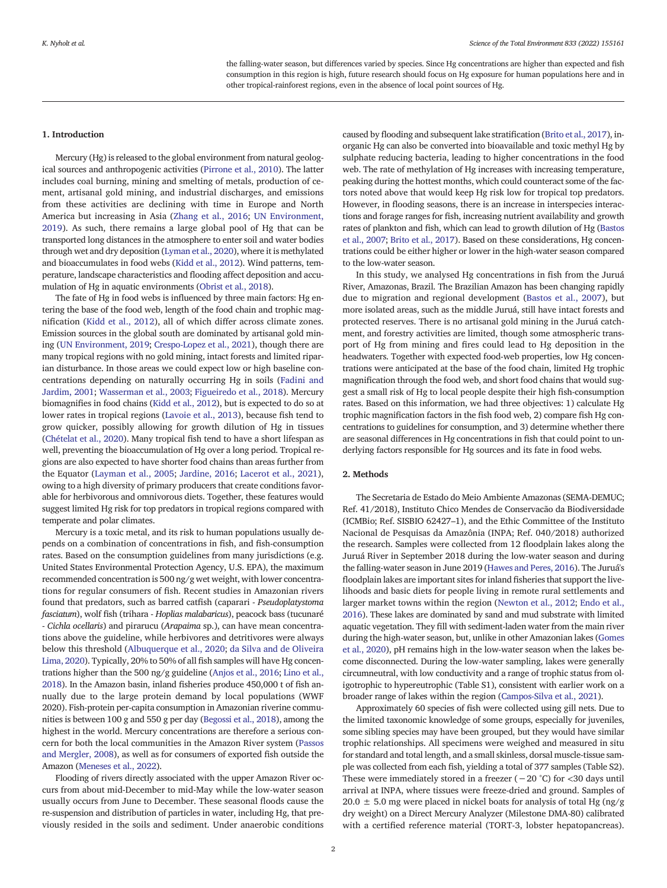the falling-water season, but differences varied by species. Since Hg concentrations are higher than expected and fish consumption in this region is high, future research should focus on Hg exposure for human populations here and in other tropical-rainforest regions, even in the absence of local point sources of Hg.

## 1. Introduction

Mercury (Hg) is released to the global environment from natural geological sources and anthropogenic activities (Pirrone et al., 2010). The latter includes coal burning, mining and smelting of metals, production of cement, artisanal gold mining, and industrial discharges, and emissions from these activities are declining with time in Europe and North America but increasing in Asia (Zhang et al., 2016; UN Environment, 2019). As such, there remains a large global pool of Hg that can be transported long distances in the atmosphere to enter soil and water bodies through wet and dry deposition (Lyman et al., 2020), where it is methylated and bioaccumulates in food webs (Kidd et al., 2012). Wind patterns, temperature, landscape characteristics and flooding affect deposition and accumulation of Hg in aquatic environments (Obrist et al., 2018).

The fate of Hg in food webs is influenced by three main factors: Hg entering the base of the food web, length of the food chain and trophic magnification (Kidd et al., 2012), all of which differ across climate zones. Emission sources in the global south are dominated by artisanal gold mining (UN Environment, 2019; Crespo-Lopez et al., 2021), though there are many tropical regions with no gold mining, intact forests and limited riparian disturbance. In those areas we could expect low or high baseline concentrations depending on naturally occurring Hg in soils (Fadini and Jardim, 2001; Wasserman et al., 2003; Figueiredo et al., 2018). Mercury biomagnifies in food chains (Kidd et al., 2012), but is expected to do so at lower rates in tropical regions (Lavoie et al., 2013), because fish tend to grow quicker, possibly allowing for growth dilution of Hg in tissues (Chételat et al., 2020). Many tropical fish tend to have a short lifespan as well, preventing the bioaccumulation of Hg over a long period. Tropical regions are also expected to have shorter food chains than areas further from the Equator (Layman et al., 2005; Jardine, 2016; Lacerot et al., 2021), owing to a high diversity of primary producers that create conditions favorable for herbivorous and omnivorous diets. Together, these features would suggest limited Hg risk for top predators in tropical regions compared with temperate and polar climates.

Mercury is a toxic metal, and its risk to human populations usually depends on a combination of concentrations in fish, and fish-consumption rates. Based on the consumption guidelines from many jurisdictions (e.g. United States Environmental Protection Agency, U.S. EPA), the maximum recommended concentration is 500 ng/g wet weight, with lower concentrations for regular consumers of fish. Recent studies in Amazonian rivers found that predators, such as barred catfish (caparari - *Pseudoplatystoma fasciatum*), wolf fish (trihara - *Hoplias malabaricus*), peacock bass (tucunaré - *Cichla ocellaris*) and pirarucu (*Arapaima* sp.), can have mean concentrations above the guideline, while herbivores and detritivores were always below this threshold (Albuquerque et al., 2020; da Silva and de Oliveira Lima, 2020). Typically, 20% to 50% of all fish samples will have Hg concentrations higher than the 500 ng/g guideline (Anjos et al., 2016; Lino et al., 2018). In the Amazon basin, inland fisheries produce 450,000 t of fish annually due to the large protein demand by local populations (WWF 2020). Fish-protein per-capita consumption in Amazonian riverine communities is between 100 g and 550 g per day (Begossi et al., 2018), among the highest in the world. Mercury concentrations are therefore a serious concern for both the local communities in the Amazon River system (Passos and Mergler, 2008), as well as for consumers of exported fish outside the Amazon (Meneses et al., 2022).

Flooding of rivers directly associated with the upper Amazon River occurs from about mid-December to mid-May while the low-water season usually occurs from June to December. These seasonal floods cause the re-suspension and distribution of particles in water, including Hg, that previously resided in the soils and sediment. Under anaerobic conditions caused by flooding and subsequent lake stratification (Brito et al., 2017), inorganic Hg can also be converted into bioavailable and toxic methyl Hg by sulphate reducing bacteria, leading to higher concentrations in the food web. The rate of methylation of Hg increases with increasing temperature, peaking during the hottest months, which could counteract some of the factors noted above that would keep Hg risk low for tropical top predators. However, in flooding seasons, there is an increase in interspecies interactions and forage ranges for fish, increasing nutrient availability and growth rates of plankton and fish, which can lead to growth dilution of Hg (Bastos et al., 2007; Brito et al., 2017). Based on these considerations, Hg concentrations could be either higher or lower in the high-water season compared to the low-water season.

In this study, we analysed Hg concentrations in fish from the Juruá River, Amazonas, Brazil. The Brazilian Amazon has been changing rapidly due to migration and regional development (Bastos et al., 2007), but more isolated areas, such as the middle Juruá, still have intact forests and protected reserves. There is no artisanal gold mining in the Juruá catchment, and forestry activities are limited, though some atmospheric transport of Hg from mining and fires could lead to Hg deposition in the headwaters. Together with expected food-web properties, low Hg concentrations were anticipated at the base of the food chain, limited Hg trophic magnification through the food web, and short food chains that would suggest a small risk of Hg to local people despite their high fish-consumption rates. Based on this information, we had three objectives: 1) calculate Hg trophic magnification factors in the fish food web, 2) compare fish Hg concentrations to guidelines for consumption, and 3) determine whether there are seasonal differences in Hg concentrations in fish that could point to underlying factors responsible for Hg sources and its fate in food webs.

## 2. Methods

The Secretaria de Estado do Meio Ambiente Amazonas (SEMA-DEMUC; Ref. 41/2018), Instituto Chico Mendes de Conservacão da Biodiversidade (ICMBio; Ref. SISBIO 62427–1), and the Ethic Committee of the Instituto Nacional de Pesquisas da Amazônia (INPA; Ref. 040/2018) authorized the research. Samples were collected from 12 floodplain lakes along the Juruá River in September 2018 during the low-water season and during the falling-water season in June 2019 (Hawes and Peres, 2016). The Juruá's floodplain lakes are important sites for inland fisheries that support the livelihoods and basic diets for people living in remote rural settlements and larger market towns within the region (Newton et al., 2012; Endo et al., 2016). These lakes are dominated by sand and mud substrate with limited aquatic vegetation. They fill with sediment-laden water from the main river during the high-water season, but, unlike in other Amazonian lakes (Gomes et al., 2020), pH remains high in the low-water season when the lakes become disconnected. During the low-water sampling, lakes were generally circumneutral, with low conductivity and a range of trophic status from oligotrophic to hypereutrophic (Table S1), consistent with earlier work on a broader range of lakes within the region (Campos-Silva et al., 2021).

Approximately 60 species of fish were collected using gill nets. Due to the limited taxonomic knowledge of some groups, especially for juveniles, some sibling species may have been grouped, but they would have similar trophic relationships. All specimens were weighed and measured in situ for standard and total length, and a small skinless, dorsal muscle-tissue sample was collected from each fish, yielding a total of 377 samples (Table S2). These were immediately stored in a freezer (−20 °C) for <30 days until arrival at INPA, where tissues were freeze-dried and ground. Samples of 20.0 ± 5.0 mg were placed in nickel boats for analysis of total Hg (ng/g dry weight) on a Direct Mercury Analyzer (Milestone DMA-80) calibrated with a certified reference material (TORT-3, lobster hepatopancreas).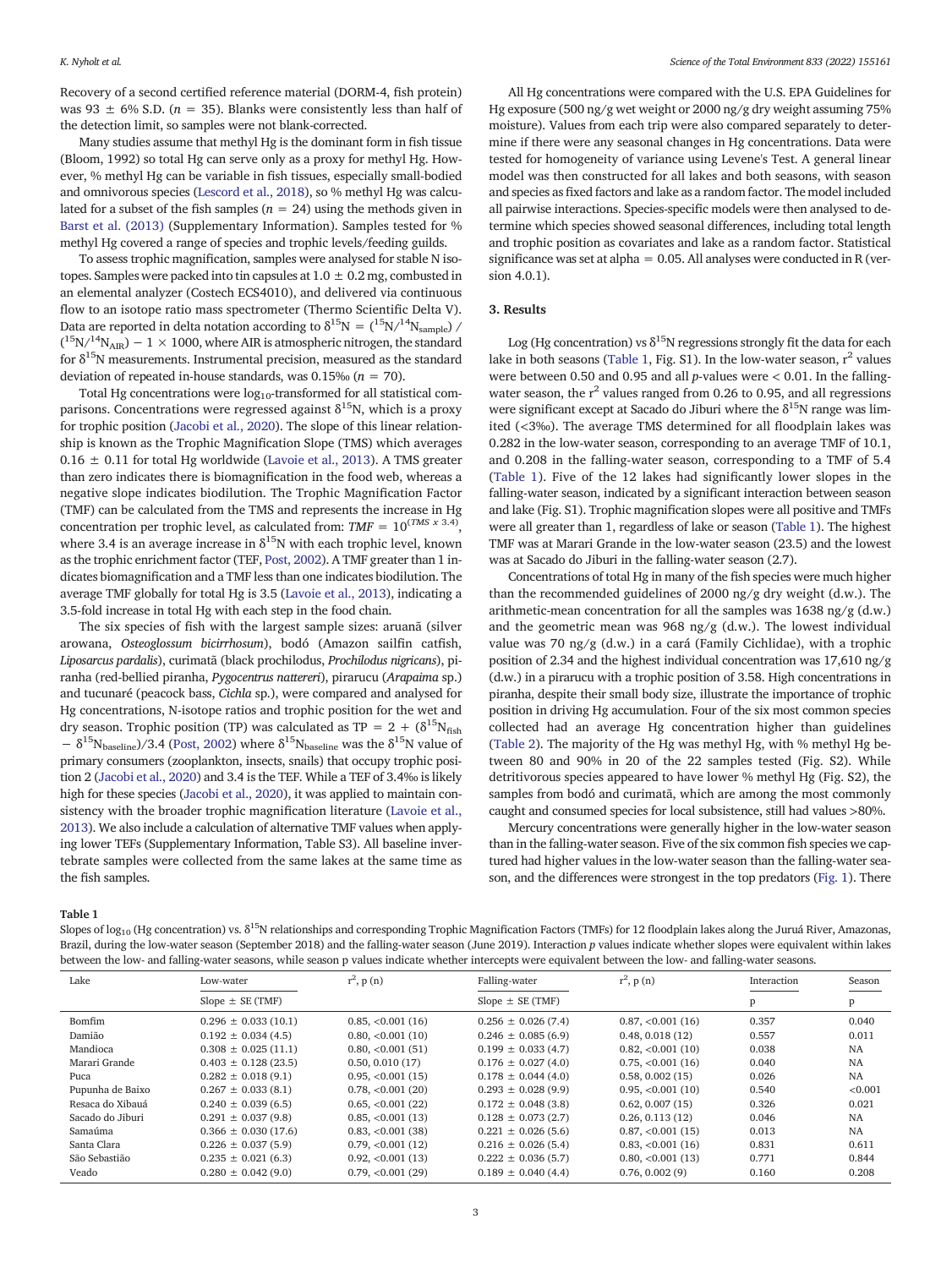Recovery of a second certified reference material (DORM-4, fish protein) was 93 ± 6% S.D. ($n = 35$). Blanks were consistently less than half of the detection limit, so samples were not blank-corrected.

Many studies assume that methyl Hg is the dominant form in fish tissue (Bloom, 1992) so total Hg can serve only as a proxy for methyl Hg. However, % methyl Hg can be variable in fish tissues, especially small-bodied and omnivorous species (Lescord et al., 2018), so % methyl Hg was calculated for a subset of the fish samples ($n = 24$) using the methods given in Barst et al. (2013) (Supplementary Information). Samples tested for % methyl Hg covered a range of species and trophic levels/feeding guilds.

To assess trophic magnification, samples were analysed for stable N isotopes. Samples were packed into tin capsules at 1.0 ± 0.2 mg, combusted in an elemental analyzer (Costech ECS4010), and delivered via continuous flow to an isotope ratio mass spectrometer (Thermo Scientific Delta V). Data are reported in delta notation according to $\delta^{15}N = (^{15}N/^{14}N_{sample}) / (^{15}N/^{14}N_{AIR}) - 1 \times 1000$, where AIR is atmospheric nitrogen, the standard for $\delta^{15}N$ measurements. Instrumental precision, measured as the standard deviation of repeated in-house standards, was 0.15‰ ($n = 70$).

Total Hg concentrations were $\log_{10}$-transformed for all statistical comparisons. Concentrations were regressed against $\delta^{15}N$, which is a proxy for trophic position (Jacobi et al., 2020). The slope of this linear relationship is known as the Trophic Magnification Slope (TMS) which averages 0.16 ± 0.11 for total Hg worldwide (Lavoie et al., 2013). A TMS greater than zero indicates there is biomagnification in the food web, whereas a negative slope indicates biodilution. The Trophic Magnification Factor (TMF) can be calculated from the TMS and represents the increase in Hg concentration per trophic level, as calculated from: $TMF = 10^{(TMS \times 3.4)}$, where 3.4 is an average increase in $\delta^{15}N$ with each trophic level, known as the trophic enrichment factor (TEF, Post, 2002). A TMF greater than 1 indicates biomagnification and a TMF less than one indicates biodilution. The average TMF globally for total Hg is 3.5 (Lavoie et al., 2013), indicating a 3.5-fold increase in total Hg with each step in the food chain.

The six species of fish with the largest sample sizes: aruanã (silver arowana, *Osteoglossum bicirrhosum*), bodó (Amazon sailfin catfish, *Liposarcus pardalis*), curimatã (black prochilodus, *Prochilodus nigricans*), piranha (red-bellied piranha, *Pygocentrus nattereri*), pirarucu (*Arapaima* sp.) and tucunaré (peacock bass, *Cichla* sp.), were compared and analysed for Hg concentrations, N-isotope ratios and trophic position for the wet and dry season. Trophic position (TP) was calculated as $TP = 2 + (\delta^{15}N_{fish} - \delta^{15}N_{baseline})/3.4$ (Post, 2002) where $\delta^{15}N_{baseline}$ was the $\delta^{15}N$ value of primary consumers (zooplankton, insects, snails) that occupy trophic position 2 (Jacobi et al., 2020) and 3.4 is the TEF. While a TEF of 3.4‰ is likely high for these species (Jacobi et al., 2020), it was applied to maintain consistency with the broader trophic magnification literature (Lavoie et al., 2013). We also include a calculation of alternative TMF values when applying lower TEFs (Supplementary Information, Table S3). All baseline invertebrate samples were collected from the same lakes at the same time as the fish samples.

All Hg concentrations were compared with the U.S. EPA Guidelines for Hg exposure (500 ng/g wet weight or 2000 ng/g dry weight assuming 75% moisture). Values from each trip were also compared separately to determine if there were any seasonal changes in Hg concentrations. Data were tested for homogeneity of variance using Levene's Test. A general linear model was then constructed for all lakes and both seasons, with season and species as fixed factors and lake as a random factor. The model included all pairwise interactions. Species-specific models were then analysed to determine which species showed seasonal differences, including total length and trophic position as covariates and lake as a random factor. Statistical significance was set at alpha = 0.05. All analyses were conducted in R (version 4.0.1).

## 3. Results

Log (Hg concentration) vs $\delta^{15}N$ regressions strongly fit the data for each lake in both seasons (Table 1, Fig. S1). In the low-water season, $r^2$ values were between 0.50 and 0.95 and all $p$-values were < 0.01. In the falling-water season, the $r^2$ values ranged from 0.26 to 0.95, and all regressions were significant except at Sacado do Jiburi where the $\delta^{15}N$ range was limited (<3‰). The average TMS determined for all floodplain lakes was 0.282 in the low-water season, corresponding to an average TMF of 10.1, and 0.208 in the falling-water season, corresponding to a TMF of 5.4 (Table 1). Five of the 12 lakes had significantly lower slopes in the falling-water season, indicated by a significant interaction between season and lake (Fig. S1). Trophic magnification slopes were all positive and TMFs were all greater than 1, regardless of lake or season (Table 1). The highest TMF was at Marari Grande in the low-water season (23.5) and the lowest was at Sacado do Jiburi in the falling-water season (2.7).

Concentrations of total Hg in many of the fish species were much higher than the recommended guidelines of 2000 ng/g dry weight (d.w.). The arithmetic-mean concentration for all the samples was 1638 ng/g (d.w.) and the geometric mean was 968 ng/g (d.w.). The lowest individual value was 70 ng/g (d.w.) in a cará (Family Cichlidae), with a trophic position of 2.34 and the highest individual concentration was 17,610 ng/g (d.w.) in a pirarucu with a trophic position of 3.58. High concentrations in piranha, despite their small body size, illustrate the importance of trophic position in driving Hg accumulation. Four of the six most common species collected had an average Hg concentration higher than guidelines (Table 2). The majority of the Hg was methyl Hg, with % methyl Hg between 80 and 90% in 20 of the 22 samples tested (Fig. S2). While detritivorous species appeared to have lower % methyl Hg (Fig. S2), the samples from bodó and curimatã, which are among the most commonly caught and consumed species for local subsistence, still had values >80%.

Mercury concentrations were generally higher in the low-water season than in the falling-water season. Five of the six common fish species we captured had higher values in the low-water season than the falling-water season, and the differences were strongest in the top predators (Fig. 1). There

**Table 1**
Slopes of $\log_{10}$ (Hg concentration) vs. $\delta^{15}N$ relationships and corresponding Trophic Magnification Factors (TMFs) for 12 floodplain lakes along the Juruá River, Amazonas, Brazil, during the low-water season (September 2018) and the falling-water season (June 2019). Interaction p values indicate whether slopes were equivalent within lakes between the low- and falling-water seasons, while season p values indicate whether intercepts were equivalent between the low- and falling-water seasons.

| Lake | Low-water | $r^2$, p (n) | Falling-water | $r^2$, p (n) | Interaction | Season |
|---|---|---|---|---|---|---|
| | Slope ± SE (TMF) | | Slope ± SE (TMF) | | p | p |
| Bomfim | 0.296 ± 0.033 (10.1) | 0.85, <0.001 (16) | 0.256 ± 0.026 (7.4) | 0.87, <0.001 (16) | 0.357 | 0.040 |
| Damião | 0.192 ± 0.034 (4.5) | 0.80, <0.001 (10) | 0.246 ± 0.085 (6.9) | 0.48, 0.018 (12) | 0.557 | 0.011 |
| Mandioca | 0.308 ± 0.025 (11.1) | 0.80, <0.001 (51) | 0.199 ± 0.033 (4.7) | 0.82, <0.001 (10) | 0.038 | NA |
| Marari Grande | 0.403 ± 0.128 (23.5) | 0.50, 0.010 (17) | 0.176 ± 0.027 (4.0) | 0.75, <0.001 (16) | 0.040 | NA |
| Puca | 0.282 ± 0.018 (9.1) | 0.95, <0.001 (15) | 0.178 ± 0.044 (4.0) | 0.58, 0.002 (15) | 0.026 | NA |
| Pupunha de Baixo | 0.267 ± 0.033 (8.1) | 0.78, <0.001 (20) | 0.293 ± 0.028 (9.9) | 0.95, <0.001 (10) | 0.540 | <0.001 |
| Resaca do Xibauá | 0.240 ± 0.039 (6.5) | 0.65, <0.001 (22) | 0.172 ± 0.048 (3.8) | 0.62, 0.007 (15) | 0.326 | 0.021 |
| Sacado do Jiburi | 0.291 ± 0.037 (9.8) | 0.85, <0.001 (13) | 0.128 ± 0.073 (2.7) | 0.26, 0.113 (12) | 0.046 | NA |
| Samaúma | 0.366 ± 0.030 (17.6) | 0.83, <0.001 (38) | 0.221 ± 0.026 (5.6) | 0.87, <0.001 (15) | 0.013 | NA |
| Santa Clara | 0.226 ± 0.037 (5.9) | 0.79, <0.001 (12) | 0.216 ± 0.026 (5.4) | 0.83, <0.001 (16) | 0.831 | 0.611 |
| São Sebastião | 0.235 ± 0.021 (6.3) | 0.92, <0.001 (13) | 0.222 ± 0.036 (5.7) | 0.80, <0.001 (13) | 0.771 | 0.844 |
| Veado | 0.280 ± 0.042 (9.0) | 0.79, <0.001 (29) | 0.189 ± 0.040 (4.4) | 0.76, 0.002 (9) | 0.160 | 0.208 |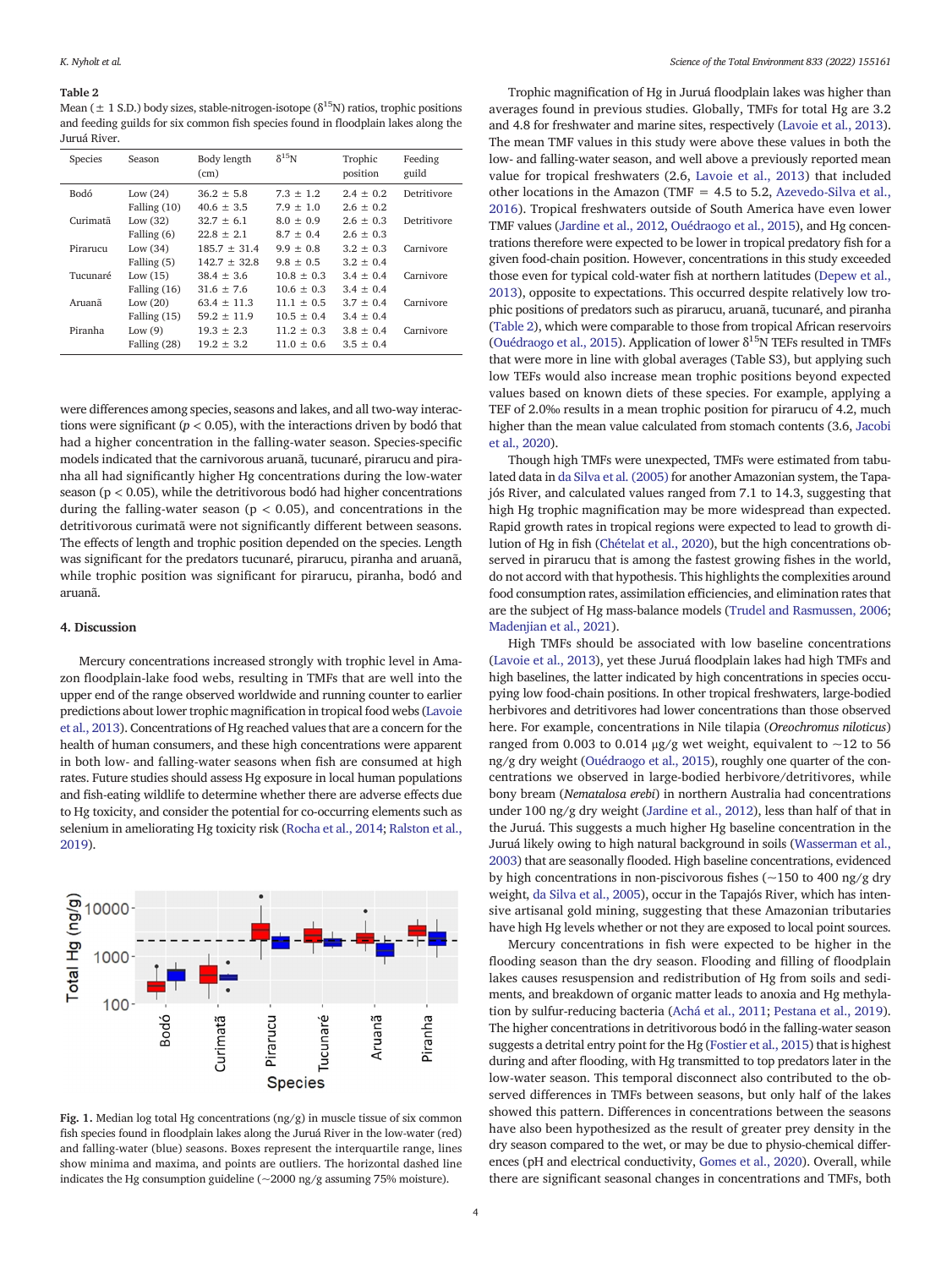**Table 2**
Mean (± 1 S.D.) body sizes, stable-nitrogen-isotope ($\delta^{15}$N) ratios, trophic positions and feeding guilds for six common fish species found in floodplain lakes along the Juruá River.

| Species | Season | Body length (cm) | $\delta^{15}$N | Trophic position | Feeding guild |
|---|---|---|---|---|---|
| Bodó | Low (24) | 36.2 ± 5.8 | 7.3 ± 1.2 | 2.4 ± 0.2 | Detritivore |
| | Falling (10) | 40.6 ± 3.5 | 7.9 ± 1.0 | 2.6 ± 0.2 | |
| Curimatã | Low (32) | 32.7 ± 6.1 | 8.0 ± 0.9 | 2.6 ± 0.3 | Detritivore |
| | Falling (6) | 22.8 ± 2.1 | 8.7 ± 0.4 | 2.6 ± 0.3 | |
| Pirarucu | Low (34) | 185.7 ± 31.4 | 9.9 ± 0.8 | 3.2 ± 0.3 | Carnivore |
| | Falling (5) | 142.7 ± 32.8 | 9.8 ± 0.5 | 3.2 ± 0.4 | |
| Tucunaré | Low (15) | 38.4 ± 3.6 | 10.8 ± 0.3 | 3.4 ± 0.4 | Carnivore |
| | Falling (16) | 31.6 ± 7.6 | 10.6 ± 0.3 | 3.4 ± 0.4 | |
| Aruanã | Low (20) | 63.4 ± 11.3 | 11.1 ± 0.5 | 3.7 ± 0.4 | Carnivore |
| | Falling (15) | 59.2 ± 11.9 | 10.5 ± 0.4 | 3.4 ± 0.4 | |
| Piranha | Low (9) | 19.3 ± 2.3 | 11.2 ± 0.3 | 3.8 ± 0.4 | Carnivore |
| | Falling (28) | 19.2 ± 3.2 | 11.0 ± 0.6 | 3.5 ± 0.4 | |

were differences among species, seasons and lakes, and all two-way interactions were significant ($p < 0.05$), with the interactions driven by bodó that had a higher concentration in the falling-water season. Species-specific models indicated that the carnivorous aruanã, tucunaré, pirarucu and piranha all had significantly higher Hg concentrations during the low-water season ($p < 0.05$), while the detritivorous bodó had higher concentrations during the falling-water season ($p < 0.05$), and concentrations in the detritivorous curimatã were not significantly different between seasons. The effects of length and trophic position depended on the species. Length was significant for the predators tucunaré, pirarucu, piranha and aruanã, while trophic position was significant for pirarucu, piranha, bodó and aruanã.

## 4. Discussion

Mercury concentrations increased strongly with trophic level in Amazon floodplain-lake food webs, resulting in TMFs that are well into the upper end of the range observed worldwide and running counter to earlier predictions about lower trophic magnification in tropical food webs (Lavoie et al., 2013). Concentrations of Hg reached values that are a concern for the health of human consumers, and these high concentrations were apparent in both low- and falling-water seasons when fish are consumed at high rates. Future studies should assess Hg exposure in local human populations and fish-eating wildlife to determine whether there are adverse effects due to Hg toxicity, and consider the potential for co-occurring elements such as selenium in ameliorating Hg toxicity risk (Rocha et al., 2014; Ralston et al., 2019).

Fig. 1. Median log total Hg concentrations (ng/g) in muscle tissue of six common fish species found in floodplain lakes along the Juruá River in the low-water (red) and falling-water (blue) seasons. Boxes represent the interquartile range, lines show minima and maxima, and points are outliers. The horizontal dashed line indicates the Hg consumption guideline (~2000 ng/g assuming 75% moisture).

Trophic magnification of Hg in Juruá floodplain lakes was higher than averages found in previous studies. Globally, TMFs for total Hg are 3.2 and 4.8 for freshwater and marine sites, respectively (Lavoie et al., 2013). The mean TMF values in this study were above these values in both the low- and falling-water season, and well above a previously reported mean value for tropical freshwaters (2.6, Lavoie et al., 2013) that included other locations in the Amazon (TMF = 4.5 to 5.2, Azevedo-Silva et al., 2016). Tropical freshwaters outside of South America have even lower TMF values (Jardine et al., 2012, Ouédraogo et al., 2015), and Hg concentrations therefore were expected to be lower in tropical predatory fish for a given food-chain position. However, concentrations in this study exceeded those even for typical cold-water fish at northern latitudes (Depew et al., 2013), opposite to expectations. This occurred despite relatively low trophic positions of predators such as pirarucu, aruanã, tucunaré, and piranha (Table 2), which were comparable to those from tropical African reservoirs (Ouédraogo et al., 2015). Application of lower $\delta^{15}$N TEFs resulted in TMFs that were more in line with global averages (Table S3), but applying such low TEFs would also increase mean trophic positions beyond expected values based on known diets of these species. For example, applying a TEF of 2.0‰ results in a mean trophic position for pirarucu of 4.2, much higher than the mean value calculated from stomach contents (3.6, Jacobi et al., 2020).

Though high TMFs were unexpected, TMFs were estimated from tabulated data in da Silva et al. (2005) for another Amazonian system, the Tapajós River, and calculated values ranged from 7.1 to 14.3, suggesting that high Hg trophic magnification may be more widespread than expected. Rapid growth rates in tropical regions were expected to lead to growth dilution of Hg in fish (Chételat et al., 2020), but the high concentrations observed in pirarucu that is among the fastest growing fishes in the world, do not accord with that hypothesis. This highlights the complexities around food consumption rates, assimilation efficiencies, and elimination rates that are the subject of Hg mass-balance models (Trudel and Rasmussen, 2006; Madenjian et al., 2021).

High TMFs should be associated with low baseline concentrations (Lavoie et al., 2013), yet these Juruá floodplain lakes had high TMFs and high baselines, the latter indicated by high concentrations in species occupying low food-chain positions. In other tropical freshwaters, large-bodied herbivores and detritivores had lower concentrations than those observed here. For example, concentrations in Nile tilapia (*Oreochromus niloticus*) ranged from 0.003 to 0.014 μg/g wet weight, equivalent to ~12 to 56 ng/g dry weight (Ouédraogo et al., 2015), roughly one quarter of the concentrations we observed in large-bodied herbivore/detritivores, while bony bream (*Nematalosa erebi*) in northern Australia had concentrations under 100 ng/g dry weight (Jardine et al., 2012), less than half of that in the Juruá. This suggests a much higher Hg baseline concentration in the Juruá likely owing to high natural background in soils (Wasserman et al., 2003) that are seasonally flooded. High baseline concentrations, evidenced by high concentrations in non-piscivorous fishes (~150 to 400 ng/g dry weight, da Silva et al., 2005), occur in the Tapajós River, which has intensive artisanal gold mining, suggesting that these Amazonian tributaries have high Hg levels whether or not they are exposed to local point sources.

Mercury concentrations in fish were expected to be higher in the flooding season than the dry season. Flooding and filling of floodplain lakes causes resuspension and redistribution of Hg from soils and sediments, and breakdown of organic matter leads to anoxia and Hg methylation by sulfur-reducing bacteria (Achá et al., 2011; Pestana et al., 2019). The higher concentrations in detritivorous bodó in the falling-water season suggests a detrital entry point for the Hg (Fostier et al., 2015) that is highest during and after flooding, with Hg transmitted to top predators later in the low-water season. This temporal disconnect also contributed to the observed differences in TMFs between seasons, but only half of the lakes showed this pattern. Differences in concentrations between the seasons have also been hypothesized as the result of greater prey density in the dry season compared to the wet, or may be due to physio-chemical differences (pH and electrical conductivity, Gomes et al., 2020). Overall, while there are significant seasonal changes in concentrations and TMFs, both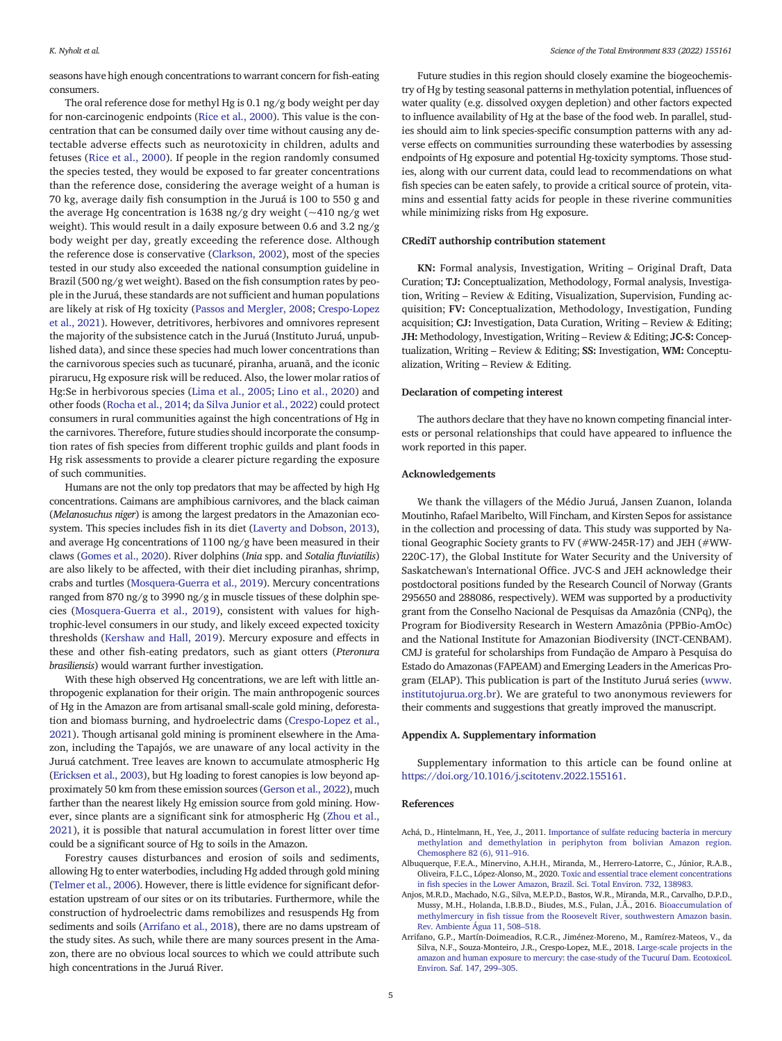seasons have high enough concentrations to warrant concern for fish-eating consumers.

The oral reference dose for methyl Hg is 0.1 ng/g body weight per day for non-carcinogenic endpoints (Rice et al., 2000). This value is the concentration that can be consumed daily over time without causing any detectable adverse effects such as neurotoxicity in children, adults and fetuses (Rice et al., 2000). If people in the region randomly consumed the species tested, they would be exposed to far greater concentrations than the reference dose, considering the average weight of a human is 70 kg, average daily fish consumption in the Juruá is 100 to 550 g and the average Hg concentration is 1638 ng/g dry weight (~410 ng/g wet weight). This would result in a daily exposure between 0.6 and 3.2 ng/g body weight per day, greatly exceeding the reference dose. Although the reference dose is conservative (Clarkson, 2002), most of the species tested in our study also exceeded the national consumption guideline in Brazil (500 ng/g wet weight). Based on the fish consumption rates by people in the Juruá, these standards are not sufficient and human populations are likely at risk of Hg toxicity (Passos and Mergler, 2008; Crespo-Lopez et al., 2021). However, detritivores, herbivores and omnivores represent the majority of the subsistence catch in the Juruá (Instituto Juruá, unpublished data), and since these species had much lower concentrations than the carnivorous species such as tucunaré, piranha, aruanã, and the iconic pirarucu, Hg exposure risk will be reduced. Also, the lower molar ratios of Hg:Se in herbivorous species (Lima et al., 2005; Lino et al., 2020) and other foods (Rocha et al., 2014; da Silva Junior et al., 2022) could protect consumers in rural communities against the high concentrations of Hg in the carnivores. Therefore, future studies should incorporate the consumption rates of fish species from different trophic guilds and plant foods in Hg risk assessments to provide a clearer picture regarding the exposure of such communities.

Humans are not the only top predators that may be affected by high Hg concentrations. Caimans are amphibious carnivores, and the black caiman (*Melanosuchus niger*) is among the largest predators in the Amazonian ecosystem. This species includes fish in its diet (Laverty and Dobson, 2013), and average Hg concentrations of 1100 ng/g have been measured in their claws (Gomes et al., 2020). River dolphins (*Inia* spp. and *Sotalia fluviatilis*) are also likely to be affected, with their diet including piranhas, shrimp, crabs and turtles (Mosquera-Guerra et al., 2019). Mercury concentrations ranged from 870 ng/g to 3990 ng/g in muscle tissues of these dolphin species (Mosquera-Guerra et al., 2019), consistent with values for high-trophic-level consumers in our study, and likely exceed expected toxicity thresholds (Kershaw and Hall, 2019). Mercury exposure and effects in these and other fish-eating predators, such as giant otters (*Pteronura brasiliensis*) would warrant further investigation.

With these high observed Hg concentrations, we are left with little anthropogenic explanation for their origin. The main anthropogenic sources of Hg in the Amazon are from artisanal small-scale gold mining, deforestation and biomass burning, and hydroelectric dams (Crespo-Lopez et al., 2021). Though artisanal gold mining is prominent elsewhere in the Amazon, including the Tapajós, we are unaware of any local activity in the Juruá catchment. Tree leaves are known to accumulate atmospheric Hg (Ericksen et al., 2003), but Hg loading to forest canopies is low beyond approximately 50 km from these emission sources (Gerson et al., 2022), much farther than the nearest likely Hg emission source from gold mining. However, since plants are a significant sink for atmospheric Hg (Zhou et al., 2021), it is possible that natural accumulation in forest litter over time could be a significant source of Hg to soils in the Amazon.

Forestry causes disturbances and erosion of soils and sediments, allowing Hg to enter waterbodies, including Hg added through gold mining (Telmer et al., 2006). However, there is little evidence for significant deforestation upstream of our sites or on its tributaries. Furthermore, while the construction of hydroelectric dams remobilizes and resuspends Hg from sediments and soils (Arrifano et al., 2018), there are no dams upstream of the study sites. As such, while there are many sources present in the Amazon, there are no obvious local sources to which we could attribute such high concentrations in the Juruá River.

Future studies in this region should closely examine the biogeochemistry of Hg by testing seasonal patterns in methylation potential, influences of water quality (e.g. dissolved oxygen depletion) and other factors expected to influence availability of Hg at the base of the food web. In parallel, studies should aim to link species-specific consumption patterns with any adverse effects on communities surrounding these waterbodies by assessing endpoints of Hg exposure and potential Hg-toxicity symptoms. Those studies, along with our current data, could lead to recommendations on what fish species can be eaten safely, to provide a critical source of protein, vitamins and essential fatty acids for people in these riverine communities while minimizing risks from Hg exposure.

## CRediT authorship contribution statement

**KN:** Formal analysis, Investigation, Writing – Original Draft, Data Curation; **TJ:** Conceptualization, Methodology, Formal analysis, Investigation, Writing – Review & Editing, Visualization, Supervision, Funding acquisition; **FV:** Conceptualization, Methodology, Investigation, Funding acquisition; **CJ:** Investigation, Data Curation, Writing – Review & Editing; **JH:** Methodology, Investigation, Writing – Review & Editing; **JC-S:** Conceptualization, Writing – Review & Editing; **SS:** Investigation, **WM:** Conceptualization, Writing – Review & Editing.

## Declaration of competing interest

The authors declare that they have no known competing financial interests or personal relationships that could have appeared to influence the work reported in this paper.

## Acknowledgements

We thank the villagers of the Médio Juruá, Jansen Zuanon, Iolanda Moutinho, Rafael Maribelto, Will Fincham, and Kirsten Sepos for assistance in the collection and processing of data. This study was supported by National Geographic Society grants to FV (#WW-245R-17) and JEH (#WW-220C-17), the Global Institute for Water Security and the University of Saskatchewan's International Office. JVC-S and JEH acknowledge their postdoctoral positions funded by the Research Council of Norway (Grants 295650 and 288086, respectively). WEM was supported by a productivity grant from the Conselho Nacional de Pesquisas da Amazônia (CNPq), the Program for Biodiversity Research in Western Amazônia (PPBio-AmOc) and the National Institute for Amazonian Biodiversity (INCT-CENBAM). CMJ is grateful for scholarships from Fundação de Amparo à Pesquisa do Estado do Amazonas (FAPEAM) and Emerging Leaders in the Americas Program (ELAP). This publication is part of the Instituto Juruá series (www.institutojurua.org.br). We are grateful to two anonymous reviewers for their comments and suggestions that greatly improved the manuscript.

## Appendix A. Supplementary information

Supplementary information to this article can be found online at https://doi.org/10.1016/j.scitotenv.2022.155161.

## References

Achá, D., Hintelmann, H., Yee, J., 2011. Importance of sulfate reducing bacteria in mercury methylation and demethylation in periphyton from bolivian Amazon region. Chemosphere 82 (6), 911–916.

Albuquerque, F.E.A., Minervino, A.H.H., Miranda, M., Herrero-Latorre, C., Júnior, R.A.B., Oliveira, F.L.C., López-Alonso, M., 2020. Toxic and essential trace element concentrations in fish species in the Lower Amazon, Brazil. Sci. Total Environ. 732, 138983.

Anjos, M.R.D., Machado, N.G., Silva, M.E.P.D., Bastos, W.R., Miranda, M.R., Carvalho, D.P.D., Mussy, M.H., Holanda, I.B.B.D., Biudes, M.S., Fulan, J.Â., 2016. Bioaccumulation of methylmercury in fish tissue from the Roosevelt River, southwestern Amazon basin. Rev. Ambiente Água 11, 508–518.

Arrifano, G.P., Martín-Doimeadios, R.C.R., Jiménez-Moreno, M., Ramírez-Mateos, V., da Silva, N.F., Souza-Monteiro, J.R., Crespo-Lopez, M.E., 2018. Large-scale projects in the amazon and human exposure to mercury: the case-study of the Tucuruí Dam. Ecotoxicol. Environ. Saf. 147, 299–305.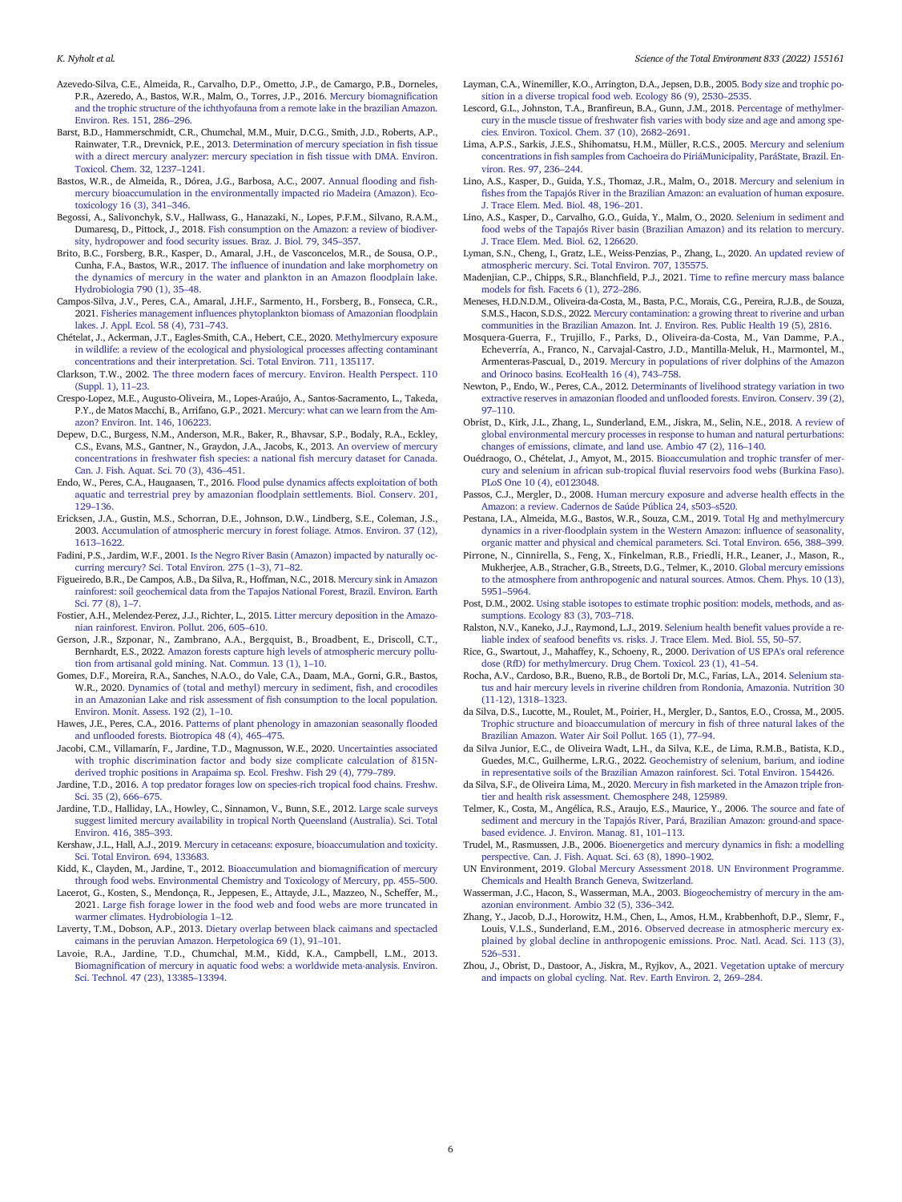Azevedo-Silva, C.E., Almeida, R., Carvalho, D.P., Ometto, J.P., de Camargo, P.B., Dorneles, P.R., Azeredo, A., Bastos, W.R., Malm, O., Torres, J.P., 2016. Mercury biomagnification and the trophic structure of the ichthyofauna from a remote lake in the brazilian Amazon. Environ. Res. 151, 286–296.

Barst, B.D., Hammerschmidt, C.R., Chumchal, M.M., Muir, D.C.G., Smith, J.D., Roberts, A.P., Rainwater, T.R., Drevnick, P.E., 2013. Determination of mercury speciation in fish tissue with a direct mercury analyzer: mercury speciation in fish tissue with DMA. Environ. Toxicol. Chem. 32, 1237–1241.

Bastos, W.R., de Almeida, R., Dórea, J.G., Barbosa, A.C., 2007. Annual flooding and fish-mercury bioaccumulation in the environmentally impacted rio Madeira (Amazon). Ecotoxicology 16 (3), 341–346.

Begossi, A., Salivonchyk, S.V., Hallwass, G., Hanazaki, N., Lopes, P.F.M., Silvano, R.A.M., Dumaresq, D., Pittock, J., 2018. Fish consumption on the Amazon: a review of biodiversity, hydropower and food security issues. Braz. J. Biol. 79, 345–357.

Brito, B.C., Forsberg, B.R., Kasper, D., Amaral, J.H., de Vasconcelos, M.R., de Sousa, O.P., Cunha, F.A., Bastos, W.R., 2017. The influence of inundation and lake morphometry on the dynamics of mercury in the water and plankton in an Amazon floodplain lake. Hydrobiologia 790 (1), 35–48.

Campos-Silva, J.V., Peres, C.A., Amaral, J.H.F., Sarmento, H., Forsberg, B., Fonseca, C.R., 2021. Fisheries management influences phytoplankton biomass of Amazonian floodplain lakes. J. Appl. Ecol. 58 (4), 731–743.

Chételat, J., Ackerman, J.T., Eagles-Smith, C.A., Hebert, C.E., 2020. Methylmercury exposure in wildlife: a review of the ecological and physiological processes affecting contaminant concentrations and their interpretation. Sci. Total Environ. 711, 135117.

Clarkson, T.W., 2002. The three modern faces of mercury. Environ. Health Perspect. 110 (Suppl. 1), 11–23.

Crespo-Lopez, M.E., Augusto-Oliveira, M., Lopes-Araújo, A., Santos-Sacramento, L., Takeda, P.Y., de Matos Macchi, B., Arrifano, G.P., 2021. Mercury: what can we learn from the Amazon? Environ. Int. 146, 106223.

Depew, D.C., Burgess, N.M., Anderson, M.R., Baker, R., Bhavsar, S.P., Bodaly, R.A., Eckley, C.S., Evans, M.S., Gantner, N., Graydon, J.A., Jacobs, K., 2013. An overview of mercury concentrations in freshwater fish species: a national fish mercury dataset for Canada. Can. J. Fish. Aquat. Sci. 70 (3), 436–451.

Endo, W., Peres, C.A., Haugaasen, T., 2016. Flood pulse dynamics affects exploitation of both aquatic and terrestrial prey by amazonian floodplain settlements. Biol. Conserv. 201, 129–136.

Ericksen, J.A., Gustin, M.S., Schorran, D.E., Johnson, D.W., Lindberg, S.E., Coleman, J.S., 2003. Accumulation of atmospheric mercury in forest foliage. Atmos. Environ. 37 (12), 1613–1622.

Fadini, P.S., Jardim, W.F., 2001. Is the Negro River Basin (Amazon) impacted by naturally occurring mercury? Sci. Total Environ. 275 (1–3), 71–82.

Figueiredo, B.R., De Campos, A.B., Da Silva, R., Hoffman, N.C., 2018. Mercury sink in Amazon rainforest: soil geochemical data from the Tapajos National Forest, Brazil. Environ. Earth Sci. 77 (8), 1–7.

Fostier, A.H., Melendez-Perez, J.J., Richter, L., 2015. Litter mercury deposition in the Amazonian rainforest. Environ. Pollut. 206, 605–610.

Gerson, J.R., Szponar, N., Zambrano, A.A., Bergquist, B., Broadbent, E., Driscoll, C.T., Bernhardt, E.S., 2022. Amazon forests capture high levels of atmospheric mercury pollution from artisanal gold mining. Nat. Commun. 13 (1), 1–10.

Gomes, D.F., Moreira, R.A., Sanches, N.A.O., do Vale, C.A., Daam, M.A., Gorni, G.R., Bastos, W.R., 2020. Dynamics of (total and methyl) mercury in sediment, fish, and crocodiles in an Amazonian Lake and risk assessment of fish consumption to the local population. Environ. Monit. Assess. 192 (2), 1–10.

Hawes, J.E., Peres, C.A., 2016. Patterns of plant phenology in amazonian seasonally flooded and unflooded forests. Biotropica 48 (4), 465–475.

Jacobi, C.M., Villamarín, F., Jardine, T.D., Magnusson, W.E., 2020. Uncertainties associated with trophic discrimination factor and body size complicate calculation of δ15N-derived trophic positions in Arapaima sp. Ecol. Freshw. Fish 29 (4), 779–789.

Jardine, T.D., 2016. A top predator forages low on species-rich tropical food chains. Freshw. Sci. 35 (2), 666–675.

Jardine, T.D., Halliday, I.A., Howley, C., Sinnamon, V., Bunn, S.E., 2012. Large scale surveys suggest limited mercury availability in tropical North Queensland (Australia). Sci. Total Environ. 416, 385–393.

Kershaw, J.L., Hall, A.J., 2019. Mercury in cetaceans: exposure, bioaccumulation and toxicity. Sci. Total Environ. 694, 133683.

Kidd, K., Clayden, M., Jardine, T., 2012. Bioaccumulation and biomagnification of mercury through food webs. Environmental Chemistry and Toxicology of Mercury, pp. 455–500.

Lacerot, G., Kosten, S., Mendonça, R., Jeppesen, E., Attayde, J.L., Mazzeo, N., Scheffer, M., 2021. Large fish forage lower in the food web and food webs are more truncated in warmer climates. Hydrobiologia 1–12.

Laverty, T.M., Dobson, A.P., 2013. Dietary overlap between black caimans and spectacled caimans in the peruvian Amazon. Herpetologica 69 (1), 91–101.

Lavoie, R.A., Jardine, T.D., Chumchal, M.M., Kidd, K.A., Campbell, L.M., 2013. Biomagnification of mercury in aquatic food webs: a worldwide meta-analysis. Environ. Sci. Technol. 47 (23), 13385–13394.

Layman, C.A., Winemiller, K.O., Arrington, D.A., Jepsen, D.B., 2005. Body size and trophic position in a diverse tropical food web. Ecology 86 (9), 2530–2535.

Lescord, G.L., Johnston, T.A., Branfireun, B.A., Gunn, J.M., 2018. Percentage of methylmercury in the muscle tissue of freshwater fish varies with body size and age and among species. Environ. Toxicol. Chem. 37 (10), 2682–2691.

Lima, A.P.S., Sarkis, J.E.S., Shihomatsu, H.M., Müller, R.C.S., 2005. Mercury and selenium concentrations in fish samples from Cachoeira do PiriáMunicipality, ParáState, Brazil. Environ. Res. 97, 236–244.

Lino, A.S., Kasper, D., Guida, Y.S., Thomaz, J.R., Malm, O., 2018. Mercury and selenium in fishes from the Tapajós River in the Brazilian Amazon: an evaluation of human exposure. J. Trace Elem. Med. Biol. 48, 196–201.

Lino, A.S., Kasper, D., Carvalho, G.O., Guida, Y., Malm, O., 2020. Selenium in sediment and food webs of the Tapajós River basin (Brazilian Amazon) and its relation to mercury. J. Trace Elem. Med. Biol. 62, 126620.

Lyman, S.N., Cheng, I., Gratz, L.E., Weiss-Penzias, P., Zhang, L., 2020. An updated review of atmospheric mercury. Sci. Total Environ. 707, 135575.

Madenjian, C.P., Chipps, S.R., Blanchfield, P.J., 2021. Time to refine mercury mass balance models for fish. Facets 6 (1), 272–286.

Meneses, H.D.N.D.M., Oliveira-da-Costa, M., Basta, P.C., Morais, C.G., Pereira, R.J.B., de Souza, S.M.S., Hacon, S.D.S., 2022. Mercury contamination: a growing threat to riverine and urban communities in the Brazilian Amazon. Int. J. Environ. Res. Public Health 19 (5), 2816.

Mosquera-Guerra, F., Trujillo, F., Parks, D., Oliveira-da-Costa, M., Van Damme, P.A., Echeverría, A., Franco, N., Carvajal-Castro, J.D., Mantilla-Meluk, H., Marmontel, M., Armenteras-Pascual, D., 2019. Mercury in populations of river dolphins of the Amazon and Orinoco basins. EcoHealth 16 (4), 743–758.

Newton, P., Endo, W., Peres, C.A., 2012. Determinants of livelihood strategy variation in two extractive reserves in amazonian flooded and unflooded forests. Environ. Conserv. 39 (2), 97–110.

Obrist, D., Kirk, J.L., Zhang, L., Sunderland, E.M., Jiskra, M., Selin, N.E., 2018. A review of global environmental mercury processes in response to human and natural perturbations: changes of emissions, climate, and land use. Ambio 47 (2), 116–140.

Ouédraogo, O., Chételat, J., Amyot, M., 2015. Bioaccumulation and trophic transfer of mercury and selenium in african sub-tropical fluvial reservoirs food webs (Burkina Faso). PLoS One 10 (4), e0123048.

Passos, C.J., Mergler, D., 2008. Human mercury exposure and adverse health effects in the Amazon: a review. Cadernos de Saúde Pública 24, s503–s520.

Pestana, I.A., Almeida, M.G., Bastos, W.R., Souza, C.M., 2019. Total Hg and methylmercury dynamics in a river-floodplain system in the Western Amazon: influence of seasonality, organic matter and physical and chemical parameters. Sci. Total Environ. 656, 388–399.

Pirrone, N., Cinnirella, S., Feng, X., Finkelman, R.B., Friedli, H.R., Leaner, J., Mason, R., Mukherjee, A.B., Stracher, G.B., Streets, D.G., Telmer, K., 2010. Global mercury emissions to the atmosphere from anthropogenic and natural sources. Atmos. Chem. Phys. 10 (13), 5951–5964.

Post, D.M., 2002. Using stable isotopes to estimate trophic position: models, methods, and assumptions. Ecology 83 (3), 703–718.

Ralston, N.V., Kaneko, J.J., Raymond, L.J., 2019. Selenium health benefit values provide a reliable index of seafood benefits vs. risks. J. Trace Elem. Med. Biol. 55, 50–57.

Rice, G., Swartout, J., Mahaffey, K., Schoeny, R., 2000. Derivation of US EPA's oral reference dose (RfD) for methylmercury. Drug Chem. Toxicol. 23 (1), 41–54.

Rocha, A.V., Cardoso, B.R., Bueno, R.B., de Bortoli Dr, M.C., Farias, L.A., 2014. Selenium status and hair mercury levels in riverine children from Rondonia, Amazonia. Nutrition 30 (11-12), 1318–1323.

da Silva, D.S., Lucotte, M., Roulet, M., Poirier, H., Mergler, D., Santos, E.O., Crossa, M., 2005. Trophic structure and bioaccumulation of mercury in fish of three natural lakes of the Brazilian Amazon. Water Air Soil Pollut. 165 (1), 77–94.

da Silva Junior, E.C., de Oliveira Wadt, L.H., da Silva, K.E., de Lima, R.M.B., Batista, K.D., Guedes, M.C., Guilherme, L.R.G., 2022. Geochemistry of selenium, barium, and iodine in representative soils of the Brazilian Amazon rainforest. Sci. Total Environ. 154426.

da Silva, S.F., de Oliveira Lima, M., 2020. Mercury in fish marketed in the Amazon triple frontier and health risk assessment. Chemosphere 248, 125989.

Telmer, K., Costa, M., Angélica, R.S., Araujo, E.S., Maurice, Y., 2006. The source and fate of sediment and mercury in the Tapajós River, Pará, Brazilian Amazon: ground-and space-based evidence. J. Environ. Manag. 81, 101–113.

Trudel, M., Rasmussen, J.B., 2006. Bioenergetics and mercury dynamics in fish: a modelling perspective. Can. J. Fish. Aquat. Sci. 63 (8), 1890–1902.

UN Environment, 2019. Global Mercury Assessment 2018. UN Environment Programme. Chemicals and Health Branch Geneva, Switzerland.

Wasserman, J.C., Hacon, S., Wasserman, M.A., 2003. Biogeochemistry of mercury in the amazonian environment. Ambio 32 (5), 336–342.

Zhang, Y., Jacob, D.J., Horowitz, H.M., Chen, L., Amos, H.M., Krabbenhoft, D.P., Slemr, F., Louis, V.L.S., Sunderland, E.M., 2016. Observed decrease in atmospheric mercury explained by global decline in anthropogenic emissions. Proc. Natl. Acad. Sci. 113 (3), 526–531.

Zhou, J., Obrist, D., Dastoor, A., Jiskra, M., Ryjkov, A., 2021. Vegetation uptake of mercury and impacts on global cycling. Nat. Rev. Earth Environ. 2, 269–284.